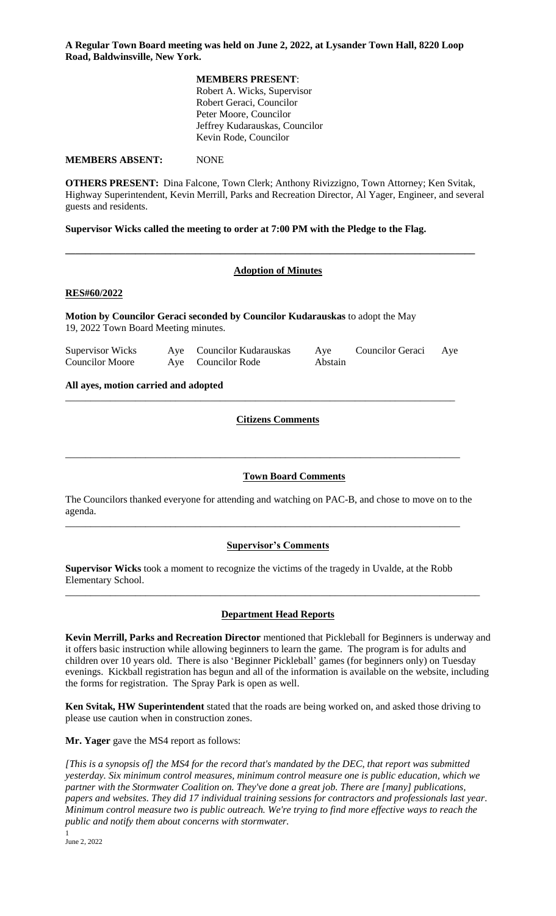**A Regular Town Board meeting was held on June 2, 2022, at Lysander Town Hall, 8220 Loop Road, Baldwinsville, New York.**

**MEMBERS PRESENT**:
Robert A. Wicks, Supervisor
Robert Geraci, Councilor
Peter Moore, Councilor
Jeffrey Kudarauskas, Councilor
Kevin Rode, Councilor

**MEMBERS ABSENT:** NONE

**OTHERS PRESENT:** Dina Falcone, Town Clerk; Anthony Rivizzigno, Town Attorney; Ken Svitak, Highway Superintendent, Kevin Merrill, Parks and Recreation Director, Al Yager, Engineer, and several guests and residents.

**Supervisor Wicks called the meeting to order at 7:00 PM with the Pledge to the Flag.**

---

## Adoption of Minutes

**RES#60/2022**

**Motion by Councilor Geraci seconded by Councilor Kudarauskas** to adopt the May 19, 2022 Town Board Meeting minutes.

| | | | | | |
|---|---|---|---|---|---|
| Supervisor Wicks | Aye | Councilor Kudarauskas | Aye | Councilor Geraci | Aye |
| Councilor Moore | Aye | Councilor Rode | Abstain | | |

**All ayes, motion carried and adopted**

---

## Citizens Comments

---

## Town Board Comments

The Councilors thanked everyone for attending and watching on PAC-B, and chose to move on to the agenda.

---

## Supervisor's Comments

**Supervisor Wicks** took a moment to recognize the victims of the tragedy in Uvalde, at the Robb Elementary School.

---

## Department Head Reports

**Kevin Merrill, Parks and Recreation Director** mentioned that Pickleball for Beginners is underway and it offers basic instruction while allowing beginners to learn the game. The program is for adults and children over 10 years old. There is also 'Beginner Pickleball' games (for beginners only) on Tuesday evenings. Kickball registration has begun and all of the information is available on the website, including the forms for registration. The Spray Park is open as well.

**Ken Svitak, HW Superintendent** stated that the roads are being worked on, and asked those driving to please use caution when in construction zones.

**Mr. Yager** gave the MS4 report as follows:

*[This is a synopsis of] the MS4 for the record that's mandated by the DEC, that report was submitted yesterday. Six minimum control measures, minimum control measure one is public education, which we partner with the Stormwater Coalition on. They've done a great job. There are [many] publications, papers and websites. They did 17 individual training sessions for contractors and professionals last year. Minimum control measure two is public outreach. We're trying to find more effective ways to reach the public and notify them about concerns with stormwater.*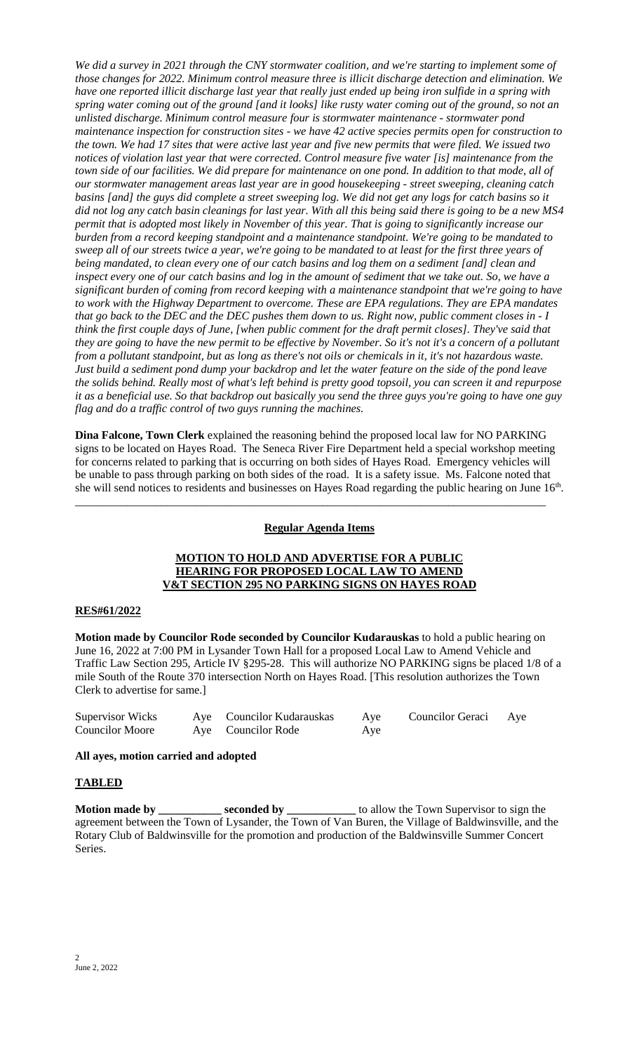*We did a survey in 2021 through the CNY stormwater coalition, and we're starting to implement some of those changes for 2022. Minimum control measure three is illicit discharge detection and elimination. We have one reported illicit discharge last year that really just ended up being iron sulfide in a spring with spring water coming out of the ground [and it looks] like rusty water coming out of the ground, so not an unlisted discharge. Minimum control measure four is stormwater maintenance - stormwater pond maintenance inspection for construction sites - we have 42 active species permits open for construction to the town. We had 17 sites that were active last year and five new permits that were filed. We issued two notices of violation last year that were corrected. Control measure five water [is] maintenance from the town side of our facilities. We did prepare for maintenance on one pond. In addition to that mode, all of our stormwater management areas last year are in good housekeeping - street sweeping, cleaning catch basins [and] the guys did complete a street sweeping log. We did not get any logs for catch basins so it did not log any catch basin cleanings for last year. With all this being said there is going to be a new MS4 permit that is adopted most likely in November of this year. That is going to significantly increase our burden from a record keeping standpoint and a maintenance standpoint. We're going to be mandated to sweep all of our streets twice a year, we're going to be mandated to at least for the first three years of being mandated, to clean every one of our catch basins and log them on a sediment [and] clean and inspect every one of our catch basins and log in the amount of sediment that we take out. So, we have a significant burden of coming from record keeping with a maintenance standpoint that we're going to have to work with the Highway Department to overcome. These are EPA regulations. They are EPA mandates that go back to the DEC and the DEC pushes them down to us. Right now, public comment closes in - I think the first couple days of June, [when public comment for the draft permit closes]. They've said that they are going to have the new permit to be effective by November. So it's not it's a concern of a pollutant from a pollutant standpoint, but as long as there's not oils or chemicals in it, it's not hazardous waste. Just build a sediment pond dump your backdrop and let the water feature on the side of the pond leave the solids behind. Really most of what's left behind is pretty good topsoil, you can screen it and repurpose it as a beneficial use. So that backdrop out basically you send the three guys you're going to have one guy flag and do a traffic control of two guys running the machines.*

**Dina Falcone, Town Clerk** explained the reasoning behind the proposed local law for NO PARKING signs to be located on Hayes Road. The Seneca River Fire Department held a special workshop meeting for concerns related to parking that is occurring on both sides of Hayes Road. Emergency vehicles will be unable to pass through parking on both sides of the road. It is a safety issue. Ms. Falcone noted that she will send notices to residents and businesses on Hayes Road regarding the public hearing on June 16th.

---

**Regular Agenda Items**

**MOTION TO HOLD AND ADVERTISE FOR A PUBLIC HEARING FOR PROPOSED LOCAL LAW TO AMEND V&T SECTION 295 NO PARKING SIGNS ON HAYES ROAD**

**RES#61/2022**

**Motion made by Councilor Rode seconded by Councilor Kudarauskas** to hold a public hearing on June 16, 2022 at 7:00 PM in Lysander Town Hall for a proposed Local Law to Amend Vehicle and Traffic Law Section 295, Article IV §295-28. This will authorize NO PARKING signs be placed 1/8 of a mile South of the Route 370 intersection North on Hayes Road. [This resolution authorizes the Town Clerk to advertise for same.]

| | | | | | |
|---|---|---|---|---|---|
| Supervisor Wicks | Aye | Councilor Kudarauskas | Aye | Councilor Geraci | Aye |
| Councilor Moore | Aye | Councilor Rode | Aye | | |

**All ayes, motion carried and adopted**

**TABLED**

**Motion made by \_\_\_\_\_\_\_\_\_\_\_ seconded by \_\_\_\_\_\_\_\_\_\_\_\_** to allow the Town Supervisor to sign the agreement between the Town of Lysander, the Town of Van Buren, the Village of Baldwinsville, and the Rotary Club of Baldwinsville for the promotion and production of the Baldwinsville Summer Concert Series.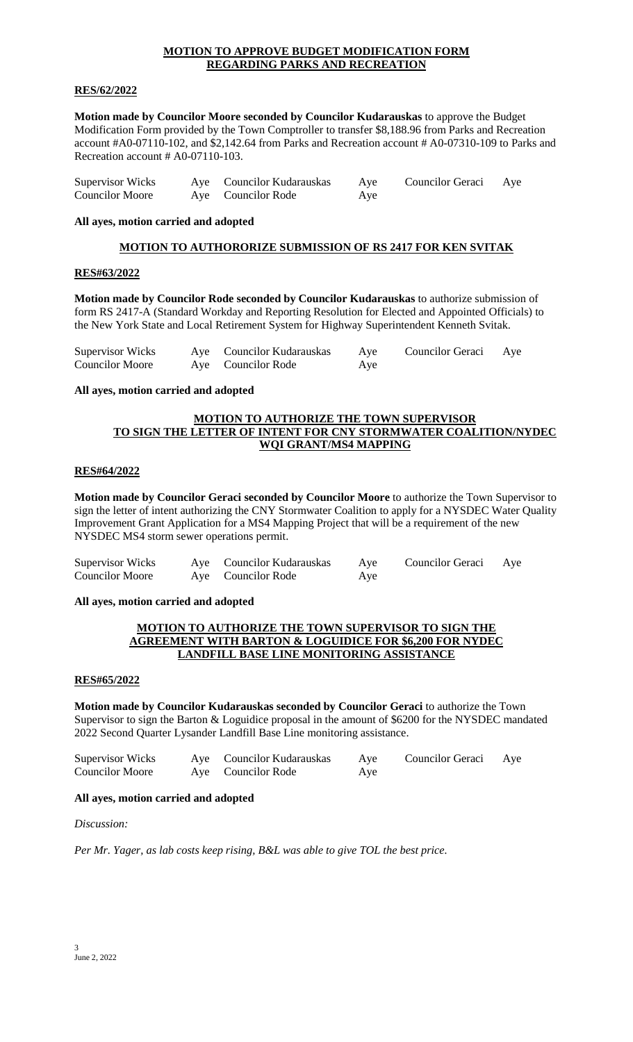**MOTION TO APPROVE BUDGET MODIFICATION FORM REGARDING PARKS AND RECREATION**

**RES/62/2022**

**Motion made by Councilor Moore seconded by Councilor Kudarauskas** to approve the Budget Modification Form provided by the Town Comptroller to transfer $8,188.96 from Parks and Recreation account #A0-07110-102, and $2,142.64 from Parks and Recreation account # A0-07310-109 to Parks and Recreation account # A0-07110-103.

| | | | | | |
|---|---|---|---|---|---|
| Supervisor Wicks | Aye | Councilor Kudarauskas | Aye | Councilor Geraci | Aye |
| Councilor Moore | Aye | Councilor Rode | Aye | | |

**All ayes, motion carried and adopted**

**MOTION TO AUTHORORIZE SUBMISSION OF RS 2417 FOR KEN SVITAK**

**RES#63/2022**

**Motion made by Councilor Rode seconded by Councilor Kudarauskas** to authorize submission of form RS 2417-A (Standard Workday and Reporting Resolution for Elected and Appointed Officials) to the New York State and Local Retirement System for Highway Superintendent Kenneth Svitak.

| | | | | | |
|---|---|---|---|---|---|
| Supervisor Wicks | Aye | Councilor Kudarauskas | Aye | Councilor Geraci | Aye |
| Councilor Moore | Aye | Councilor Rode | Aye | | |

**All ayes, motion carried and adopted**

**MOTION TO AUTHORIZE THE TOWN SUPERVISOR TO SIGN THE LETTER OF INTENT FOR CNY STORMWATER COALITION/NYDEC WQI GRANT/MS4 MAPPING**

**RES#64/2022**

**Motion made by Councilor Geraci seconded by Councilor Moore** to authorize the Town Supervisor to sign the letter of intent authorizing the CNY Stormwater Coalition to apply for a NYSDEC Water Quality Improvement Grant Application for a MS4 Mapping Project that will be a requirement of the new NYSDEC MS4 storm sewer operations permit.

| | | | | | |
|---|---|---|---|---|---|
| Supervisor Wicks | Aye | Councilor Kudarauskas | Aye | Councilor Geraci | Aye |
| Councilor Moore | Aye | Councilor Rode | Aye | | |

**All ayes, motion carried and adopted**

**MOTION TO AUTHORIZE THE TOWN SUPERVISOR TO SIGN THE AGREEMENT WITH BARTON & LOGUIDICE FOR $6,200 FOR NYDEC LANDFILL BASE LINE MONITORING ASSISTANCE**

**RES#65/2022**

**Motion made by Councilor Kudarauskas seconded by Councilor Geraci** to authorize the Town Supervisor to sign the Barton & Loguidice proposal in the amount of $6200 for the NYSDEC mandated 2022 Second Quarter Lysander Landfill Base Line monitoring assistance.

| | | | | | |
|---|---|---|---|---|---|
| Supervisor Wicks | Aye | Councilor Kudarauskas | Aye | Councilor Geraci | Aye |
| Councilor Moore | Aye | Councilor Rode | Aye | | |

**All ayes, motion carried and adopted**

*Discussion:*

*Per Mr. Yager, as lab costs keep rising, B&L was able to give TOL the best price.*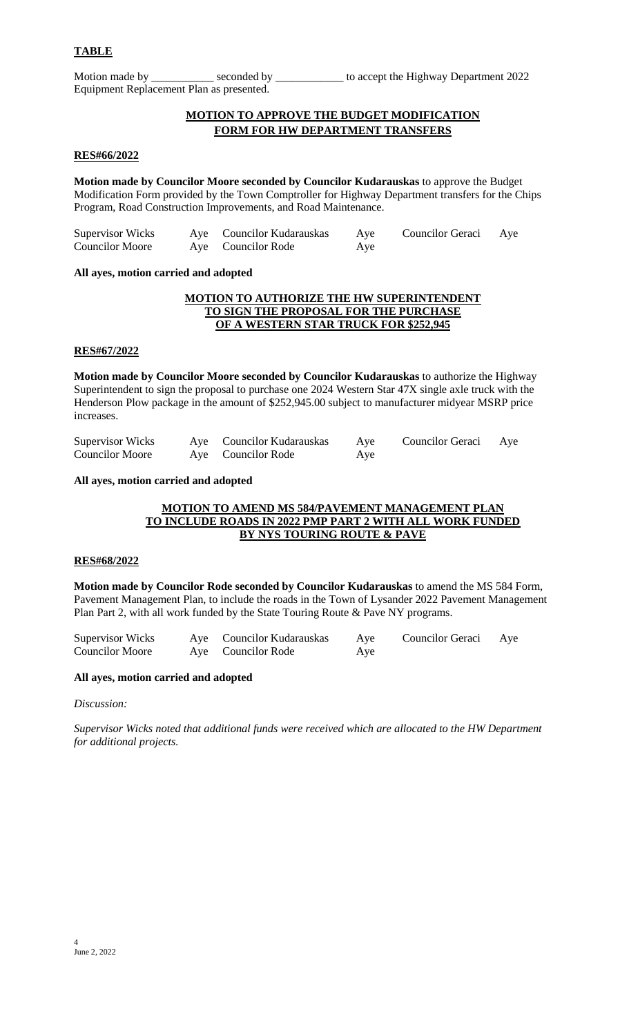**TABLE**

Motion made by ___________ seconded by ____________ to accept the Highway Department 2022 Equipment Replacement Plan as presented.

**MOTION TO APPROVE THE BUDGET MODIFICATION FORM FOR HW DEPARTMENT TRANSFERS**

**RES#66/2022**

**Motion made by Councilor Moore seconded by Councilor Kudarauskas** to approve the Budget Modification Form provided by the Town Comptroller for Highway Department transfers for the Chips Program, Road Construction Improvements, and Road Maintenance.

| | | | | | |
|---|---|---|---|---|---|
| Supervisor Wicks | Aye | Councilor Kudarauskas | Aye | Councilor Geraci | Aye |
| Councilor Moore | Aye | Councilor Rode | Aye | | |

**All ayes, motion carried and adopted**

**MOTION TO AUTHORIZE THE HW SUPERINTENDENT TO SIGN THE PROPOSAL FOR THE PURCHASE OF A WESTERN STAR TRUCK FOR $252,945**

**RES#67/2022**

**Motion made by Councilor Moore seconded by Councilor Kudarauskas** to authorize the Highway Superintendent to sign the proposal to purchase one 2024 Western Star 47X single axle truck with the Henderson Plow package in the amount of $252,945.00 subject to manufacturer midyear MSRP price increases.

| | | | | | |
|---|---|---|---|---|---|
| Supervisor Wicks | Aye | Councilor Kudarauskas | Aye | Councilor Geraci | Aye |
| Councilor Moore | Aye | Councilor Rode | Aye | | |

**All ayes, motion carried and adopted**

**MOTION TO AMEND MS 584/PAVEMENT MANAGEMENT PLAN TO INCLUDE ROADS IN 2022 PMP PART 2 WITH ALL WORK FUNDED BY NYS TOURING ROUTE & PAVE**

**RES#68/2022**

**Motion made by Councilor Rode seconded by Councilor Kudarauskas** to amend the MS 584 Form, Pavement Management Plan, to include the roads in the Town of Lysander 2022 Pavement Management Plan Part 2, with all work funded by the State Touring Route & Pave NY programs.

| | | | | | |
|---|---|---|---|---|---|
| Supervisor Wicks | Aye | Councilor Kudarauskas | Aye | Councilor Geraci | Aye |
| Councilor Moore | Aye | Councilor Rode | Aye | | |

**All ayes, motion carried and adopted**

*Discussion:*

*Supervisor Wicks noted that additional funds were received which are allocated to the HW Department for additional projects.*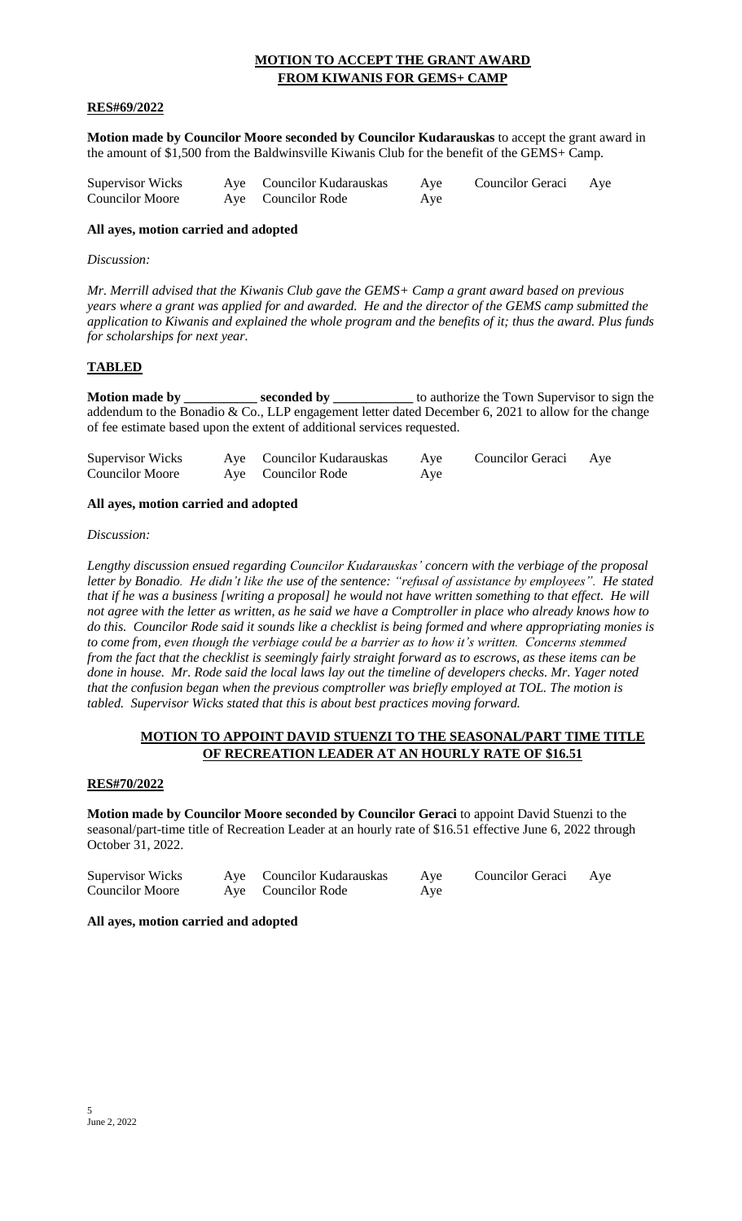## MOTION TO ACCEPT THE GRANT AWARD FROM KIWANIS FOR GEMS+ CAMP

**RES#69/2022**

**Motion made by Councilor Moore seconded by Councilor Kudarauskas** to accept the grant award in the amount of $1,500 from the Baldwinsville Kiwanis Club for the benefit of the GEMS+ Camp.

| | | | | | |
|---|---|---|---|---|---|
| Supervisor Wicks | Aye | Councilor Kudarauskas | Aye | Councilor Geraci | Aye |
| Councilor Moore | Aye | Councilor Rode | Aye | | |

**All ayes, motion carried and adopted**

*Discussion:*

*Mr. Merrill advised that the Kiwanis Club gave the GEMS+ Camp a grant award based on previous years where a grant was applied for and awarded. He and the director of the GEMS camp submitted the application to Kiwanis and explained the whole program and the benefits of it; thus the award. Plus funds for scholarships for next year.*

## TABLED

**Motion made by \_\_\_\_\_\_\_\_\_\_\_ seconded by \_\_\_\_\_\_\_\_\_\_\_\_** to authorize the Town Supervisor to sign the addendum to the Bonadio & Co., LLP engagement letter dated December 6, 2021 to allow for the change of fee estimate based upon the extent of additional services requested.

| | | | | | |
|---|---|---|---|---|---|
| Supervisor Wicks | Aye | Councilor Kudarauskas | Aye | Councilor Geraci | Aye |
| Councilor Moore | Aye | Councilor Rode | Aye | | |

**All ayes, motion carried and adopted**

*Discussion:*

*Lengthy discussion ensued regarding Councilor Kudarauskas' concern with the verbiage of the proposal letter by Bonadio. He didn't like the use of the sentence: "refusal of assistance by employees". He stated that if he was a business [writing a proposal] he would not have written something to that effect. He will not agree with the letter as written, as he said we have a Comptroller in place who already knows how to do this. Councilor Rode said it sounds like a checklist is being formed and where appropriating monies is to come from, even though the verbiage could be a barrier as to how it's written. Concerns stemmed from the fact that the checklist is seemingly fairly straight forward as to escrows, as these items can be done in house. Mr. Rode said the local laws lay out the timeline of developers checks. Mr. Yager noted that the confusion began when the previous comptroller was briefly employed at TOL. The motion is tabled. Supervisor Wicks stated that this is about best practices moving forward.*

## MOTION TO APPOINT DAVID STUENZI TO THE SEASONAL/PART TIME TITLE OF RECREATION LEADER AT AN HOURLY RATE OF $16.51

**RES#70/2022**

**Motion made by Councilor Moore seconded by Councilor Geraci** to appoint David Stuenzi to the seasonal/part-time title of Recreation Leader at an hourly rate of $16.51 effective June 6, 2022 through October 31, 2022.

| | | | | | |
|---|---|---|---|---|---|
| Supervisor Wicks | Aye | Councilor Kudarauskas | Aye | Councilor Geraci | Aye |
| Councilor Moore | Aye | Councilor Rode | Aye | | |

**All ayes, motion carried and adopted**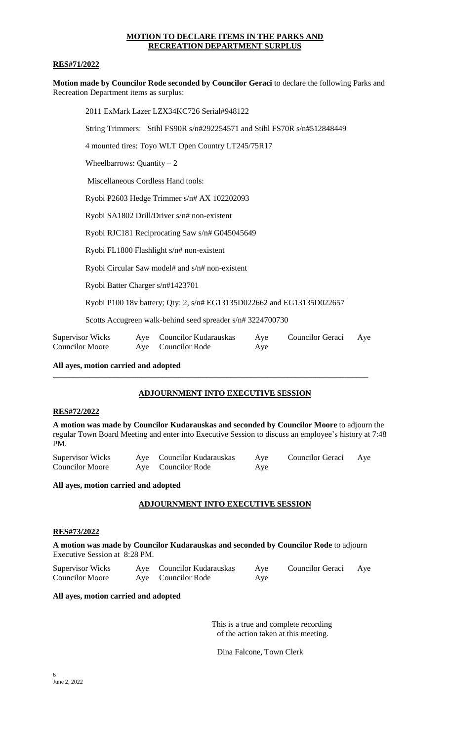## MOTION TO DECLARE ITEMS IN THE PARKS AND RECREATION DEPARTMENT SURPLUS

**RES#71/2022**

**Motion made by Councilor Rode seconded by Councilor Geraci** to declare the following Parks and Recreation Department items as surplus:

2011 ExMark Lazer LZX34KC726 Serial#948122

String Trimmers: Stihl FS90R s/n#292254571 and Stihl FS70R s/n#512848449

4 mounted tires: Toyo WLT Open Country LT245/75R17

Wheelbarrows: Quantity – 2

Miscellaneous Cordless Hand tools:

Ryobi P2603 Hedge Trimmer s/n# AX 102202093

Ryobi SA1802 Drill/Driver s/n# non-existent

Ryobi RJC181 Reciprocating Saw s/n# G045045649

Ryobi FL1800 Flashlight s/n# non-existent

Ryobi Circular Saw model# and s/n# non-existent

Ryobi Batter Charger s/n#1423701

Ryobi P100 18v battery; Qty: 2, s/n# EG13135D022662 and EG13135D022657

Scotts Accugreen walk-behind seed spreader s/n# 3224700730

| | | | | | |
|---|---|---|---|---|---|
| Supervisor Wicks | Aye | Councilor Kudarauskas | Aye | Councilor Geraci | Aye |
| Councilor Moore | Aye | Councilor Rode | Aye | | |

**All ayes, motion carried and adopted**

---

## ADJOURNMENT INTO EXECUTIVE SESSION

**RES#72/2022**

**A motion was made by Councilor Kudarauskas and seconded by Councilor Moore** to adjourn the regular Town Board Meeting and enter into Executive Session to discuss an employee's history at 7:48 PM.

| | | | | | |
|---|---|---|---|---|---|
| Supervisor Wicks | Aye | Councilor Kudarauskas | Aye | Councilor Geraci | Aye |
| Councilor Moore | Aye | Councilor Rode | Aye | | |

**All ayes, motion carried and adopted**

## ADJOURNMENT INTO EXECUTIVE SESSION

**RES#73/2022**

**A motion was made by Councilor Kudarauskas and seconded by Councilor Rode** to adjourn Executive Session at 8:28 PM.

| | | | | | |
|---|---|---|---|---|---|
| Supervisor Wicks | Aye | Councilor Kudarauskas | Aye | Councilor Geraci | Aye |
| Councilor Moore | Aye | Councilor Rode | Aye | | |

**All ayes, motion carried and adopted**

This is a true and complete recording of the action taken at this meeting.

Dina Falcone, Town Clerk